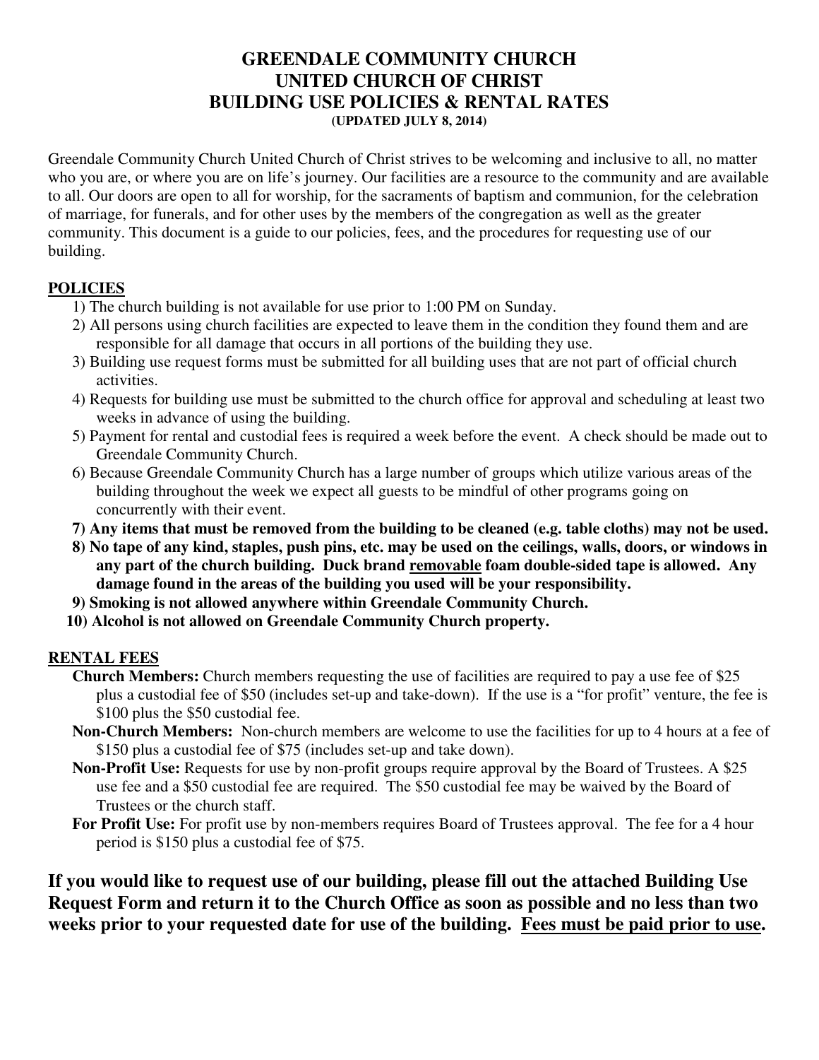# GREENDALE COMMUNITY CHURCH
# UNITED CHURCH OF CHRIST
# BUILDING USE POLICIES & RENTAL RATES

**(UPDATED JULY 8, 2014)**

Greendale Community Church United Church of Christ strives to be welcoming and inclusive to all, no matter who you are, or where you are on life's journey. Our facilities are a resource to the community and are available to all. Our doors are open to all for worship, for the sacraments of baptism and communion, for the celebration of marriage, for funerals, and for other uses by the members of the congregation as well as the greater community. This document is a guide to our policies, fees, and the procedures for requesting use of our building.

## POLICIES

1) The church building is not available for use prior to 1:00 PM on Sunday.
2) All persons using church facilities are expected to leave them in the condition they found them and are responsible for all damage that occurs in all portions of the building they use.
3) Building use request forms must be submitted for all building uses that are not part of official church activities.
4) Requests for building use must be submitted to the church office for approval and scheduling at least two weeks in advance of using the building.
5) Payment for rental and custodial fees is required a week before the event. A check should be made out to Greendale Community Church.
6) Because Greendale Community Church has a large number of groups which utilize various areas of the building throughout the week we expect all guests to be mindful of other programs going on concurrently with their event.
7) **Any items that must be removed from the building to be cleaned (e.g. table cloths) may not be used.**
8) **No tape of any kind, staples, push pins, etc. may be used on the ceilings, walls, doors, or windows in any part of the church building. Duck brand <u>removable</u> foam double-sided tape is allowed. Any damage found in the areas of the building you used will be your responsibility.**
9) **Smoking is not allowed anywhere within Greendale Community Church.**
10) **Alcohol is not allowed on Greendale Community Church property.**

## RENTAL FEES

**Church Members:** Church members requesting the use of facilities are required to pay a use fee of $25 plus a custodial fee of $50 (includes set-up and take-down). If the use is a "for profit" venture, the fee is $100 plus the $50 custodial fee.

**Non-Church Members:** Non-church members are welcome to use the facilities for up to 4 hours at a fee of $150 plus a custodial fee of $75 (includes set-up and take down).

**Non-Profit Use:** Requests for use by non-profit groups require approval by the Board of Trustees. A $25 use fee and a $50 custodial fee are required. The $50 custodial fee may be waived by the Board of Trustees or the church staff.

**For Profit Use:** For profit use by non-members requires Board of Trustees approval. The fee for a 4 hour period is $150 plus a custodial fee of $75.

**If you would like to request use of our building, please fill out the attached Building Use Request Form and return it to the Church Office as soon as possible and no less than two weeks prior to your requested date for use of the building. <u>Fees must be paid prior to use</u>.**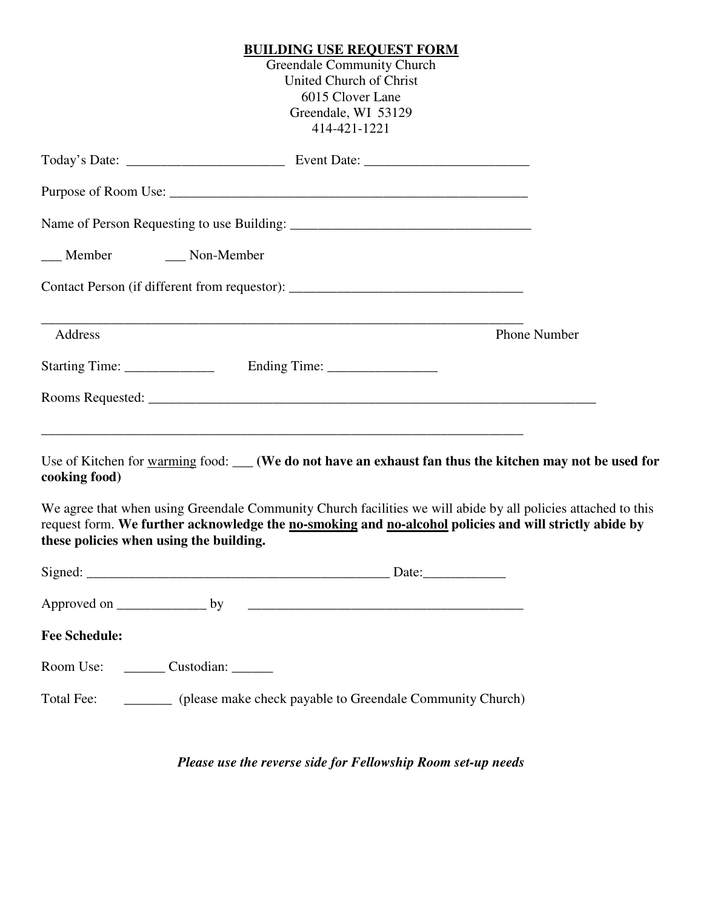# BUILDING USE REQUEST FORM

Greendale Community Church
United Church of Christ
6015 Clover Lane
Greendale, WI 53129
414-421-1221

Today's Date: _______________________ Event Date: ________________________

Purpose of Room Use: ______________________________________________________

Name of Person Requesting to use Building: __________________________________

___ Member ___ Non-Member

Contact Person (if different from requestor): _________________________________

______________________________________________________________________

Address Phone Number

Starting Time: _____________ Ending Time: _______________

Rooms Requested: _________________________________________________________________

______________________________________________________________________

Use of Kitchen for warming food: ___ **(We do not have an exhaust fan thus the kitchen may not be used for cooking food)**

We agree that when using Greendale Community Church facilities we will abide by all policies attached to this request form. **We further acknowledge the no-smoking and no-alcohol policies and will strictly abide by these policies when using the building.**

Signed: ____________________________________________ Date:____________

Approved on _____________ by ________________________________________

**Fee Schedule:**

Room Use: ______ Custodian: ______

Total Fee: _______ (please make check payable to Greendale Community Church)

***Please use the reverse side for Fellowship Room set-up needs***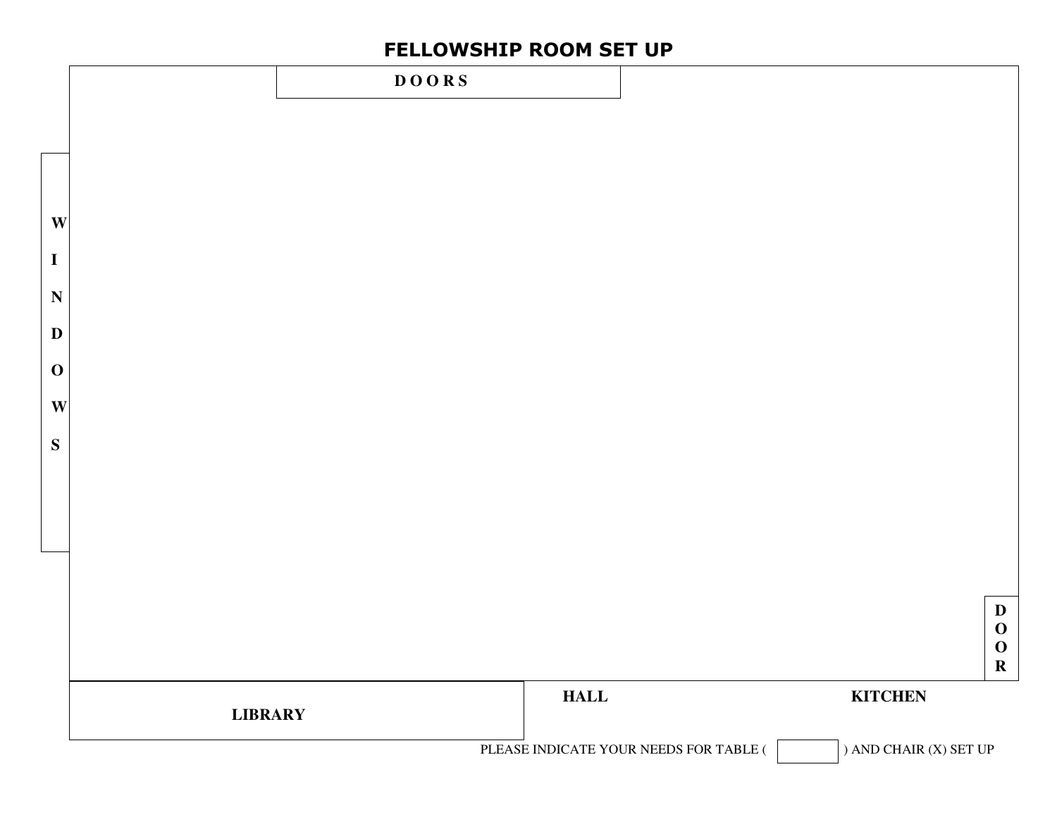# FELLOWSHIP ROOM SET UP

DOORS

WINDOWS

DOOR

LIBRARY

HALL

KITCHEN

PLEASE INDICATE YOUR NEEDS FOR TABLE ( ) AND CHAIR (X) SET UP